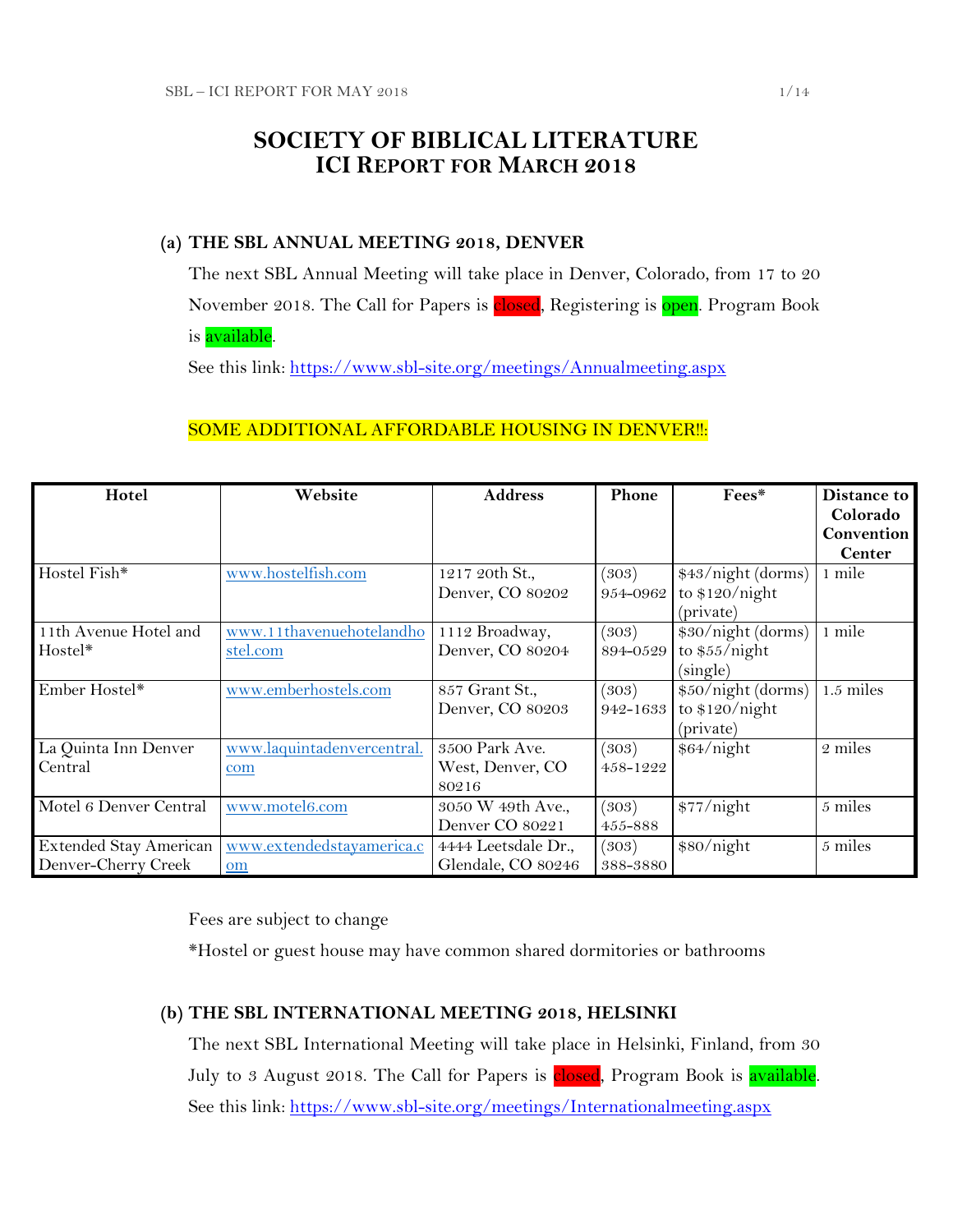# SOCIETY OF BIBLICAL LITERATURE
## ICI REPORT FOR MARCH 2018

### (a) THE SBL ANNUAL MEETING 2018, DENVER

The next SBL Annual Meeting will take place in Denver, Colorado, from 17 to 20 November 2018. The Call for Papers is closed, Registering is open. Program Book is available.

See this link: https://www.sbl-site.org/meetings/Annualmeeting.aspx

SOME ADDITIONAL AFFORDABLE HOUSING IN DENVER!!:

| Hotel | Website | Address | Phone | Fees* | Distance to Colorado Convention Center |
|---|---|---|---|---|---|
| Hostel Fish* | www.hostelfish.com | 1217 20th St., Denver, CO 80202 | (303) 954-0962 | $43/night (dorms) to $120/night (private) | 1 mile |
| 11th Avenue Hotel and Hostel* | www.11thavenuehotelandhostel.com | 1112 Broadway, Denver, CO 80204 | (303) 894-0529 | $30/night (dorms) to $55/night (single) | 1 mile |
| Ember Hostel* | www.emberhostels.com | 857 Grant St., Denver, CO 80203 | (303) 942-1633 | $50/night (dorms) to $120/night (private) | 1.5 miles |
| La Quinta Inn Denver Central | www.laquintadenvercentral.com | 3500 Park Ave. West, Denver, CO 80216 | (303) 458-1222 | $64/night | 2 miles |
| Motel 6 Denver Central | www.motel6.com | 3050 W 49th Ave., Denver CO 80221 | (303) 455-888 | $77/night | 5 miles |
| Extended Stay American Denver-Cherry Creek | www.extendedstayamerica.com | 4444 Leetsdale Dr., Glendale, CO 80246 | (303) 388-3880 | $80/night | 5 miles |

Fees are subject to change

*Hostel or guest house may have common shared dormitories or bathrooms

### (b) THE SBL INTERNATIONAL MEETING 2018, HELSINKI

The next SBL International Meeting will take place in Helsinki, Finland, from 30 July to 3 August 2018. The Call for Papers is closed, Program Book is available.

See this link: https://www.sbl-site.org/meetings/Internationalmeeting.aspx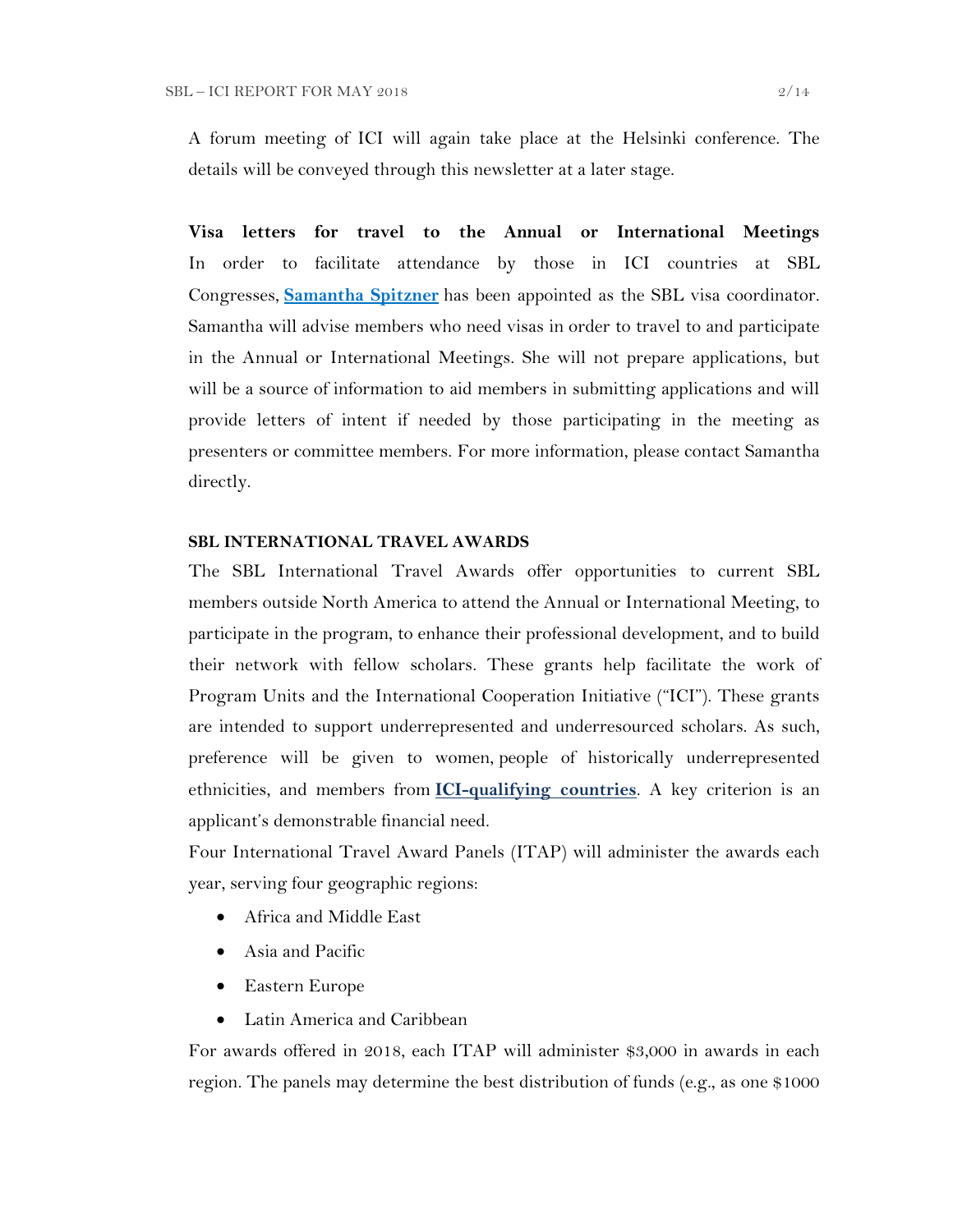A forum meeting of ICI will again take place at the Helsinki conference. The details will be conveyed through this newsletter at a later stage.

**Visa letters for travel to the Annual or International Meetings**
In order to facilitate attendance by those in ICI countries at SBL Congresses, **Samantha Spitzner** has been appointed as the SBL visa coordinator. Samantha will advise members who need visas in order to travel to and participate in the Annual or International Meetings. She will not prepare applications, but will be a source of information to aid members in submitting applications and will provide letters of intent if needed by those participating in the meeting as presenters or committee members. For more information, please contact Samantha directly.

**SBL INTERNATIONAL TRAVEL AWARDS**

The SBL International Travel Awards offer opportunities to current SBL members outside North America to attend the Annual or International Meeting, to participate in the program, to enhance their professional development, and to build their network with fellow scholars. These grants help facilitate the work of Program Units and the International Cooperation Initiative ("ICI"). These grants are intended to support underrepresented and underresourced scholars. As such, preference will be given to women, people of historically underrepresented ethnicities, and members from **ICI-qualifying countries**. A key criterion is an applicant's demonstrable financial need.

Four International Travel Award Panels (ITAP) will administer the awards each year, serving four geographic regions:

- Africa and Middle East
- Asia and Pacific
- Eastern Europe
- Latin America and Caribbean

For awards offered in 2018, each ITAP will administer $3,000 in awards in each region. The panels may determine the best distribution of funds (e.g., as one $1000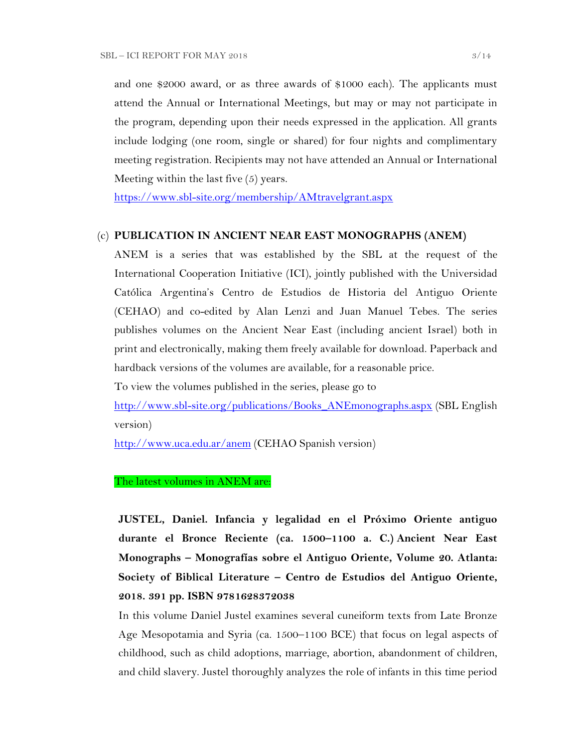and one $2000 award, or as three awards of $1000 each). The applicants must attend the Annual or International Meetings, but may or may not participate in the program, depending upon their needs expressed in the application. All grants include lodging (one room, single or shared) for four nights and complimentary meeting registration. Recipients may not have attended an Annual or International Meeting within the last five (5) years.

https://www.sbl-site.org/membership/AMtravelgrant.aspx

(c) **PUBLICATION IN ANCIENT NEAR EAST MONOGRAPHS (ANEM)**

ANEM is a series that was established by the SBL at the request of the International Cooperation Initiative (ICI), jointly published with the Universidad Católica Argentina's Centro de Estudios de Historia del Antiguo Oriente (CEHAO) and co-edited by Alan Lenzi and Juan Manuel Tebes. The series publishes volumes on the Ancient Near East (including ancient Israel) both in print and electronically, making them freely available for download. Paperback and hardback versions of the volumes are available, for a reasonable price.

To view the volumes published in the series, please go to

http://www.sbl-site.org/publications/Books_ANEmonographs.aspx (SBL English version)

http://www.uca.edu.ar/anem (CEHAO Spanish version)

The latest volumes in ANEM are:

**JUSTEL, Daniel. Infancia y legalidad en el Próximo Oriente antiguo durante el Bronce Reciente (ca. 1500–1100 a. C.) Ancient Near East Monographs – Monografías sobre el Antiguo Oriente, Volume 20. Atlanta: Society of Biblical Literature – Centro de Estudios del Antiguo Oriente, 2018. 391 pp. ISBN 9781628372038**

In this volume Daniel Justel examines several cuneiform texts from Late Bronze Age Mesopotamia and Syria (ca. 1500–1100 BCE) that focus on legal aspects of childhood, such as child adoptions, marriage, abortion, abandonment of children, and child slavery. Justel thoroughly analyzes the role of infants in this time period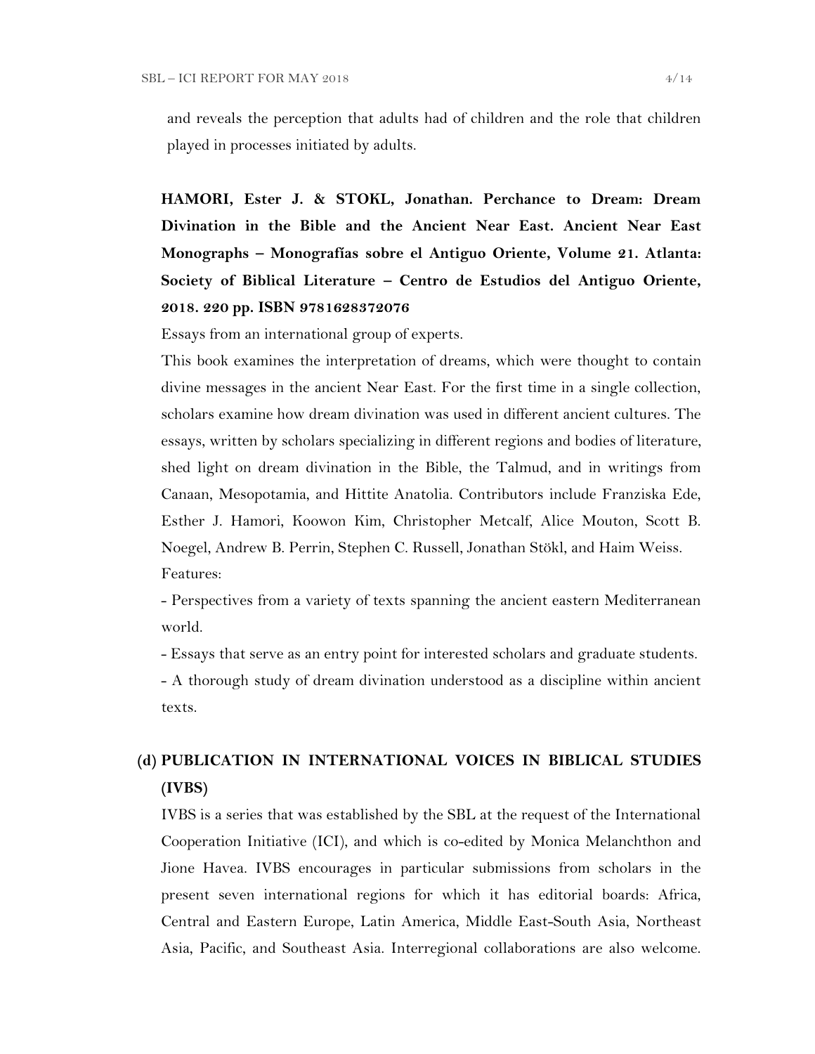and reveals the perception that adults had of children and the role that children played in processes initiated by adults.

**HAMORI, Ester J. & STOKL, Jonathan. Perchance to Dream: Dream Divination in the Bible and the Ancient Near East. Ancient Near East Monographs – Monografías sobre el Antiguo Oriente, Volume 21. Atlanta: Society of Biblical Literature – Centro de Estudios del Antiguo Oriente, 2018. 220 pp. ISBN 9781628372076**

Essays from an international group of experts.

This book examines the interpretation of dreams, which were thought to contain divine messages in the ancient Near East. For the first time in a single collection, scholars examine how dream divination was used in different ancient cultures. The essays, written by scholars specializing in different regions and bodies of literature, shed light on dream divination in the Bible, the Talmud, and in writings from Canaan, Mesopotamia, and Hittite Anatolia. Contributors include Franziska Ede, Esther J. Hamori, Koowon Kim, Christopher Metcalf, Alice Mouton, Scott B. Noegel, Andrew B. Perrin, Stephen C. Russell, Jonathan Stökl, and Haim Weiss.

Features:

- Perspectives from a variety of texts spanning the ancient eastern Mediterranean world.
- Essays that serve as an entry point for interested scholars and graduate students.
- A thorough study of dream divination understood as a discipline within ancient texts.

## (d) PUBLICATION IN INTERNATIONAL VOICES IN BIBLICAL STUDIES (IVBS)

IVBS is a series that was established by the SBL at the request of the International Cooperation Initiative (ICI), and which is co-edited by Monica Melanchthon and Jione Havea. IVBS encourages in particular submissions from scholars in the present seven international regions for which it has editorial boards: Africa, Central and Eastern Europe, Latin America, Middle East-South Asia, Northeast Asia, Pacific, and Southeast Asia. Interregional collaborations are also welcome.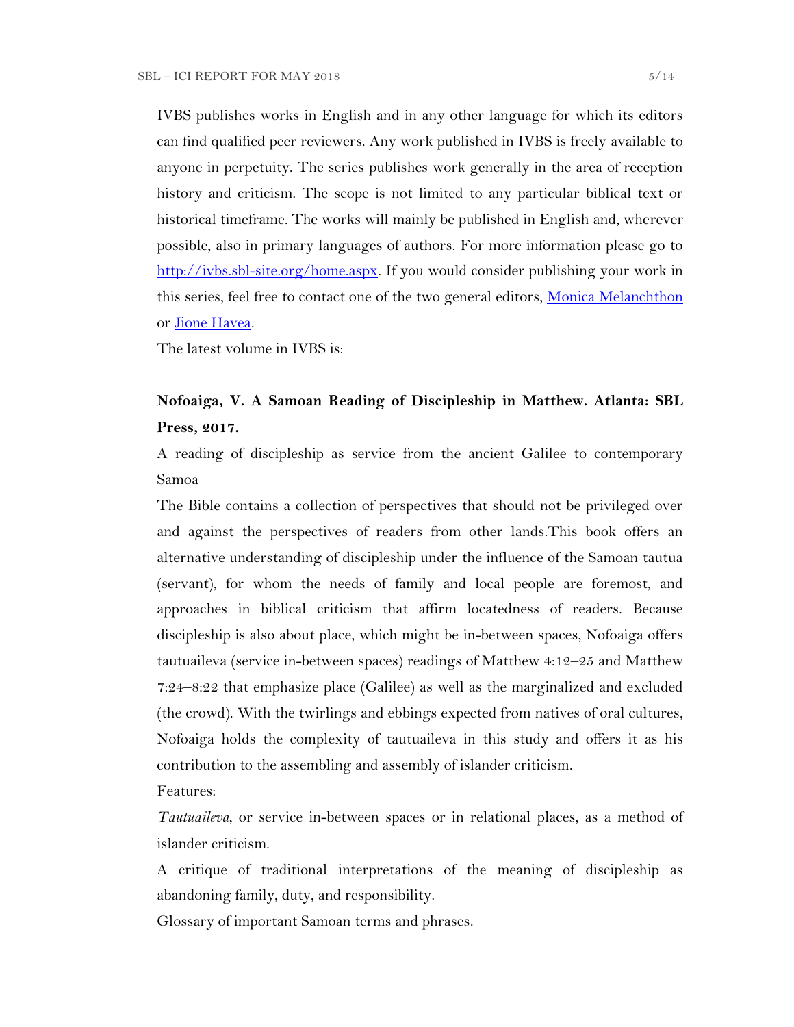IVBS publishes works in English and in any other language for which its editors can find qualified peer reviewers. Any work published in IVBS is freely available to anyone in perpetuity. The series publishes work generally in the area of reception history and criticism. The scope is not limited to any particular biblical text or historical timeframe. The works will mainly be published in English and, wherever possible, also in primary languages of authors. For more information please go to http://ivbs.sbl-site.org/home.aspx. If you would consider publishing your work in this series, feel free to contact one of the two general editors, Monica Melanchthon or Jione Havea.

The latest volume in IVBS is:

**Nofoaiga, V. A Samoan Reading of Discipleship in Matthew. Atlanta: SBL Press, 2017.**

A reading of discipleship as service from the ancient Galilee to contemporary Samoa

The Bible contains a collection of perspectives that should not be privileged over and against the perspectives of readers from other lands.This book offers an alternative understanding of discipleship under the influence of the Samoan tautua (servant), for whom the needs of family and local people are foremost, and approaches in biblical criticism that affirm locatedness of readers. Because discipleship is also about place, which might be in-between spaces, Nofoaiga offers tautuaileva (service in-between spaces) readings of Matthew 4:12–25 and Matthew 7:24–8:22 that emphasize place (Galilee) as well as the marginalized and excluded (the crowd). With the twirlings and ebbings expected from natives of oral cultures, Nofoaiga holds the complexity of tautuaileva in this study and offers it as his contribution to the assembling and assembly of islander criticism.

Features:

*Tautuaileva*, or service in-between spaces or in relational places, as a method of islander criticism.

A critique of traditional interpretations of the meaning of discipleship as abandoning family, duty, and responsibility.

Glossary of important Samoan terms and phrases.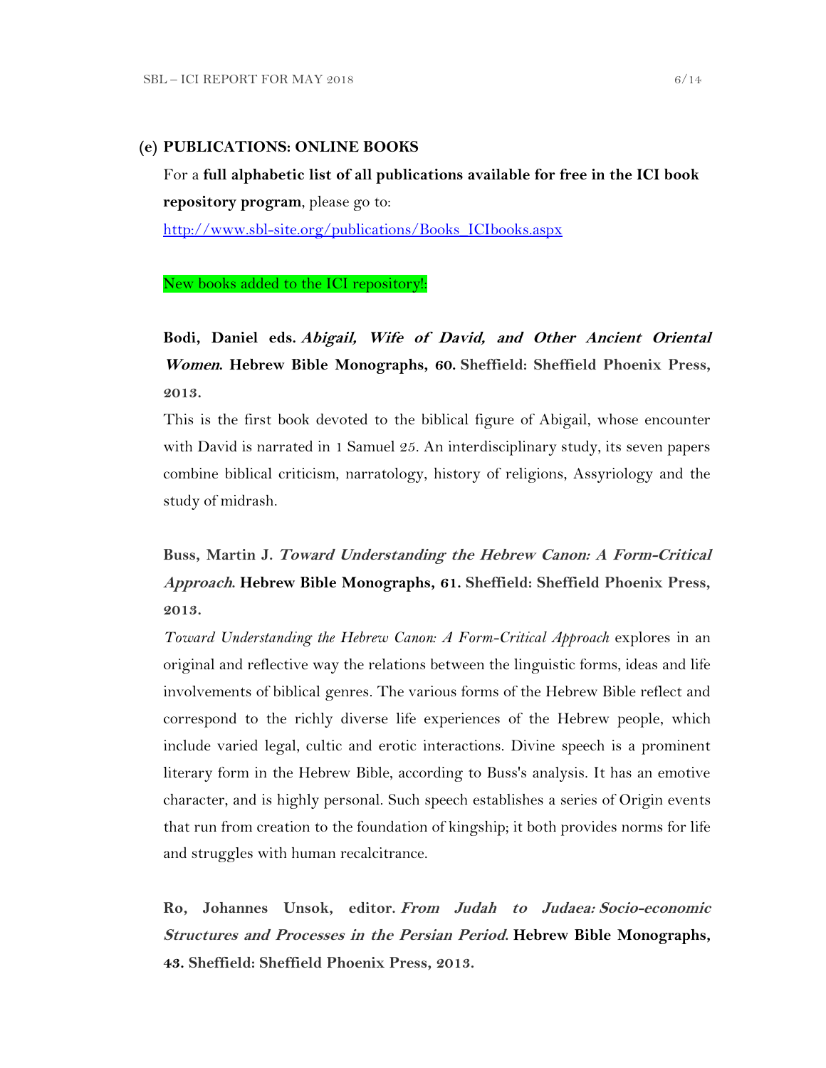### (e) PUBLICATIONS: ONLINE BOOKS

For a **full alphabetic list of all publications available for free in the ICI book repository program**, please go to:

http://www.sbl-site.org/publications/Books_ICIbooks.aspx

New books added to the ICI repository!:

**Bodi, Daniel eds.** ***Abigail, Wife of David, and Other Ancient Oriental Women*****. Hebrew Bible Monographs, 60. Sheffield: Sheffield Phoenix Press, 2013.**

This is the first book devoted to the biblical figure of Abigail, whose encounter with David is narrated in 1 Samuel 25. An interdisciplinary study, its seven papers combine biblical criticism, narratology, history of religions, Assyriology and the study of midrash.

**Buss, Martin J.** ***Toward Understanding the Hebrew Canon: A Form-Critical Approach*****. Hebrew Bible Monographs, 61. Sheffield: Sheffield Phoenix Press, 2013.**

*Toward Understanding the Hebrew Canon: A Form-Critical Approach* explores in an original and reflective way the relations between the linguistic forms, ideas and life involvements of biblical genres. The various forms of the Hebrew Bible reflect and correspond to the richly diverse life experiences of the Hebrew people, which include varied legal, cultic and erotic interactions. Divine speech is a prominent literary form in the Hebrew Bible, according to Buss's analysis. It has an emotive character, and is highly personal. Such speech establishes a series of Origin events that run from creation to the foundation of kingship; it both provides norms for life and struggles with human recalcitrance.

**Ro, Johannes Unsok, editor.** ***From Judah to Judaea: Socio-economic Structures and Processes in the Persian Period*****. Hebrew Bible Monographs, 43. Sheffield: Sheffield Phoenix Press, 2013.**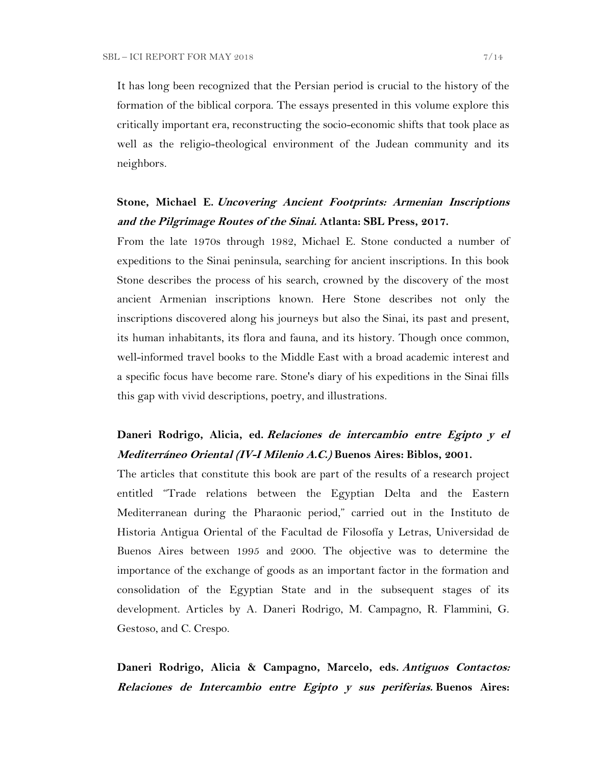It has long been recognized that the Persian period is crucial to the history of the formation of the biblical corpora. The essays presented in this volume explore this critically important era, reconstructing the socio-economic shifts that took place as well as the religio-theological environment of the Judean community and its neighbors.

**Stone, Michael E. *Uncovering Ancient Footprints: Armenian Inscriptions and the Pilgrimage Routes of the Sinai.* Atlanta: SBL Press, 2017.**

From the late 1970s through 1982, Michael E. Stone conducted a number of expeditions to the Sinai peninsula, searching for ancient inscriptions. In this book Stone describes the process of his search, crowned by the discovery of the most ancient Armenian inscriptions known. Here Stone describes not only the inscriptions discovered along his journeys but also the Sinai, its past and present, its human inhabitants, its flora and fauna, and its history. Though once common, well-informed travel books to the Middle East with a broad academic interest and a specific focus have become rare. Stone's diary of his expeditions in the Sinai fills this gap with vivid descriptions, poetry, and illustrations.

**Daneri Rodrigo, Alicia, ed. *Relaciones de intercambio entre Egipto y el Mediterráneo Oriental (IV-I Milenio A.C.)* Buenos Aires: Biblos, 2001.**

The articles that constitute this book are part of the results of a research project entitled "Trade relations between the Egyptian Delta and the Eastern Mediterranean during the Pharaonic period," carried out in the Instituto de Historia Antigua Oriental of the Facultad de Filosofía y Letras, Universidad de Buenos Aires between 1995 and 2000. The objective was to determine the importance of the exchange of goods as an important factor in the formation and consolidation of the Egyptian State and in the subsequent stages of its development. Articles by A. Daneri Rodrigo, M. Campagno, R. Flammini, G. Gestoso, and C. Crespo.

**Daneri Rodrigo, Alicia & Campagno, Marcelo, eds. *Antiguos Contactos: Relaciones de Intercambio entre Egipto y sus periferias.* Buenos Aires:**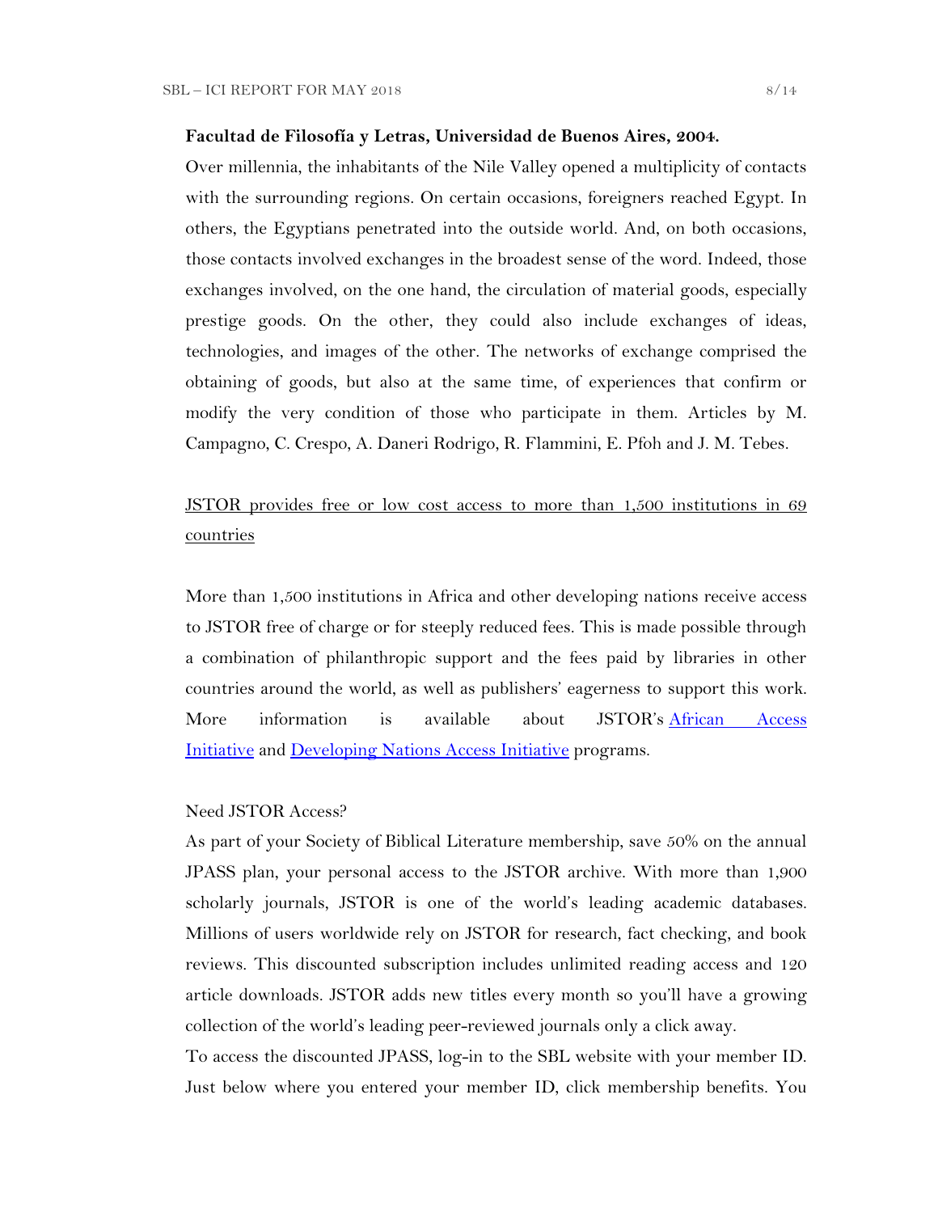**Facultad de Filosofía y Letras, Universidad de Buenos Aires, 2004.**

Over millennia, the inhabitants of the Nile Valley opened a multiplicity of contacts with the surrounding regions. On certain occasions, foreigners reached Egypt. In others, the Egyptians penetrated into the outside world. And, on both occasions, those contacts involved exchanges in the broadest sense of the word. Indeed, those exchanges involved, on the one hand, the circulation of material goods, especially prestige goods. On the other, they could also include exchanges of ideas, technologies, and images of the other. The networks of exchange comprised the obtaining of goods, but also at the same time, of experiences that confirm or modify the very condition of those who participate in them. Articles by M. Campagno, C. Crespo, A. Daneri Rodrigo, R. Flammini, E. Pfoh and J. M. Tebes.

<u>JSTOR provides free or low cost access to more than 1,500 institutions in 69 countries</u>

More than 1,500 institutions in Africa and other developing nations receive access to JSTOR free of charge or for steeply reduced fees. This is made possible through a combination of philanthropic support and the fees paid by libraries in other countries around the world, as well as publishers' eagerness to support this work. More information is available about JSTOR's African Access Initiative and Developing Nations Access Initiative programs.

Need JSTOR Access?

As part of your Society of Biblical Literature membership, save 50% on the annual JPASS plan, your personal access to the JSTOR archive. With more than 1,900 scholarly journals, JSTOR is one of the world's leading academic databases. Millions of users worldwide rely on JSTOR for research, fact checking, and book reviews. This discounted subscription includes unlimited reading access and 120 article downloads. JSTOR adds new titles every month so you'll have a growing collection of the world's leading peer-reviewed journals only a click away.

To access the discounted JPASS, log-in to the SBL website with your member ID. Just below where you entered your member ID, click membership benefits. You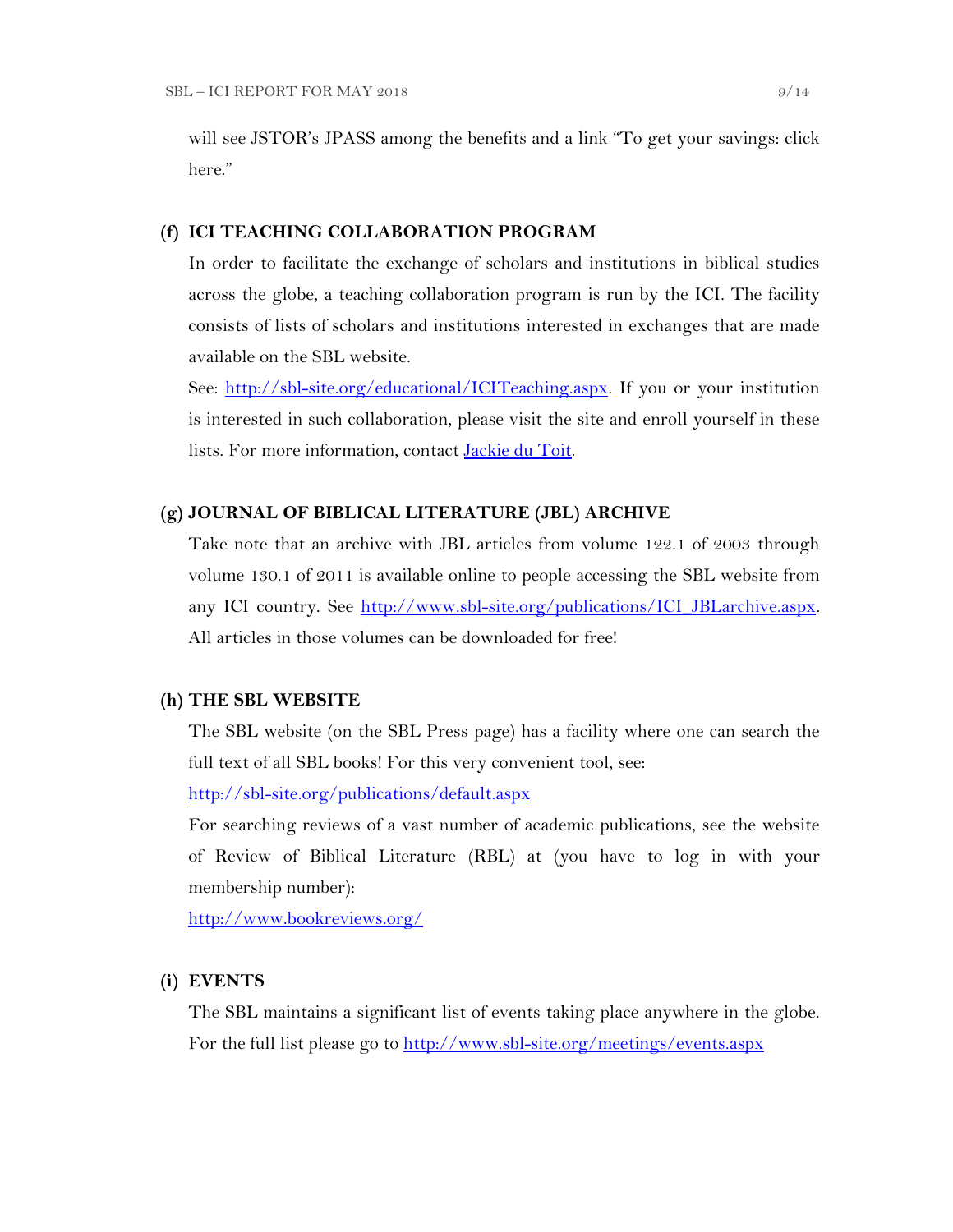will see JSTOR's JPASS among the benefits and a link "To get your savings: click here."

### (f) ICI TEACHING COLLABORATION PROGRAM

In order to facilitate the exchange of scholars and institutions in biblical studies across the globe, a teaching collaboration program is run by the ICI. The facility consists of lists of scholars and institutions interested in exchanges that are made available on the SBL website.

See: http://sbl-site.org/educational/ICITeaching.aspx. If you or your institution is interested in such collaboration, please visit the site and enroll yourself in these lists. For more information, contact Jackie du Toit.

### (g) JOURNAL OF BIBLICAL LITERATURE (JBL) ARCHIVE

Take note that an archive with JBL articles from volume 122.1 of 2003 through volume 130.1 of 2011 is available online to people accessing the SBL website from any ICI country. See http://www.sbl-site.org/publications/ICI_JBLarchive.aspx. All articles in those volumes can be downloaded for free!

### (h) THE SBL WEBSITE

The SBL website (on the SBL Press page) has a facility where one can search the full text of all SBL books! For this very convenient tool, see:

http://sbl-site.org/publications/default.aspx

For searching reviews of a vast number of academic publications, see the website of Review of Biblical Literature (RBL) at (you have to log in with your membership number):

http://www.bookreviews.org/

### (i) EVENTS

The SBL maintains a significant list of events taking place anywhere in the globe. For the full list please go to http://www.sbl-site.org/meetings/events.aspx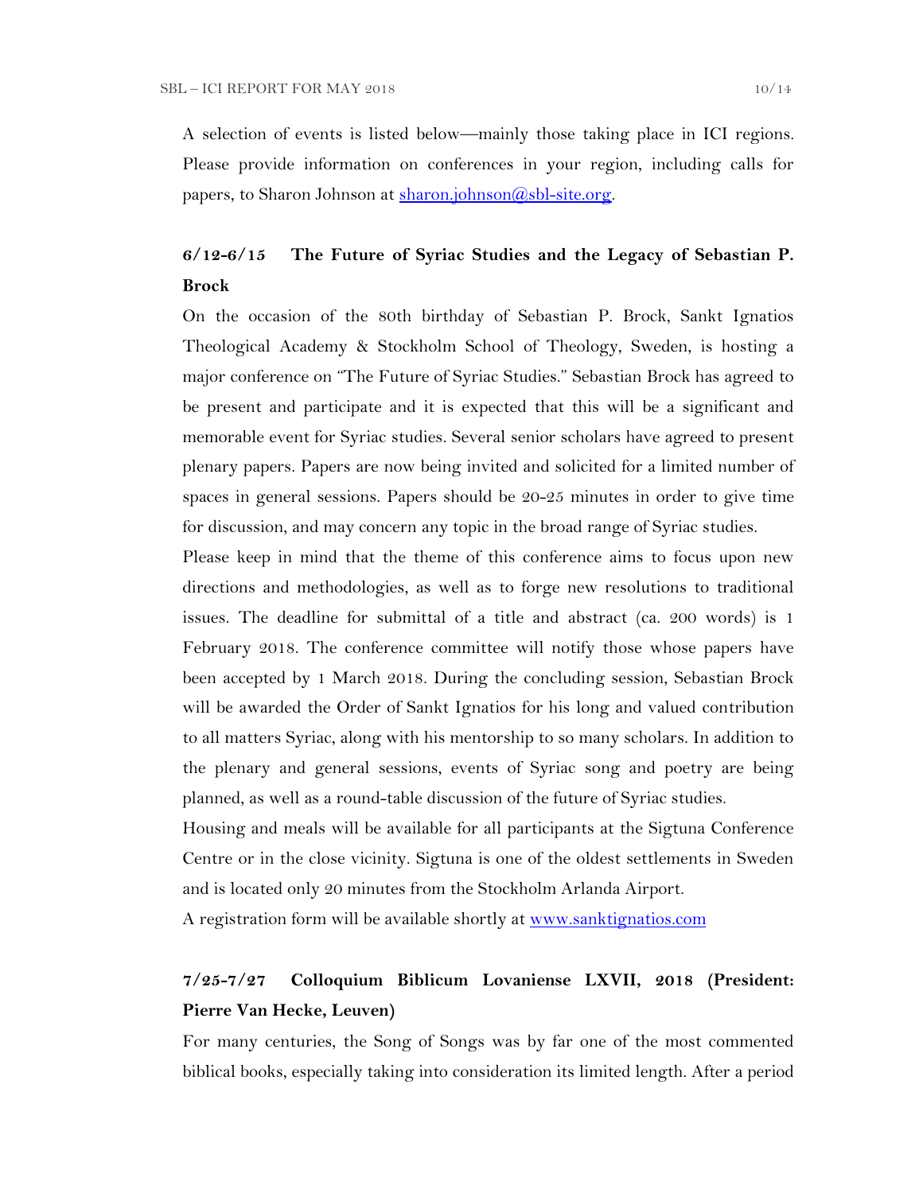A selection of events is listed below—mainly those taking place in ICI regions. Please provide information on conferences in your region, including calls for papers, to Sharon Johnson at [sharon.johnson@sbl-site.org](mailto:sharon.johnson@sbl-site.org).

### 6/12-6/15 The Future of Syriac Studies and the Legacy of Sebastian P. Brock

On the occasion of the 80th birthday of Sebastian P. Brock, Sankt Ignatios Theological Academy & Stockholm School of Theology, Sweden, is hosting a major conference on "The Future of Syriac Studies." Sebastian Brock has agreed to be present and participate and it is expected that this will be a significant and memorable event for Syriac studies. Several senior scholars have agreed to present plenary papers. Papers are now being invited and solicited for a limited number of spaces in general sessions. Papers should be 20-25 minutes in order to give time for discussion, and may concern any topic in the broad range of Syriac studies.

Please keep in mind that the theme of this conference aims to focus upon new directions and methodologies, as well as to forge new resolutions to traditional issues. The deadline for submittal of a title and abstract (ca. 200 words) is 1 February 2018. The conference committee will notify those whose papers have been accepted by 1 March 2018. During the concluding session, Sebastian Brock will be awarded the Order of Sankt Ignatios for his long and valued contribution to all matters Syriac, along with his mentorship to so many scholars. In addition to the plenary and general sessions, events of Syriac song and poetry are being planned, as well as a round-table discussion of the future of Syriac studies.

Housing and meals will be available for all participants at the Sigtuna Conference Centre or in the close vicinity. Sigtuna is one of the oldest settlements in Sweden and is located only 20 minutes from the Stockholm Arlanda Airport.

A registration form will be available shortly at [www.sanktignatios.com](http://www.sanktignatios.com)

### 7/25-7/27 Colloquium Biblicum Lovaniense LXVII, 2018 (President: Pierre Van Hecke, Leuven)

For many centuries, the Song of Songs was by far one of the most commented biblical books, especially taking into consideration its limited length. After a period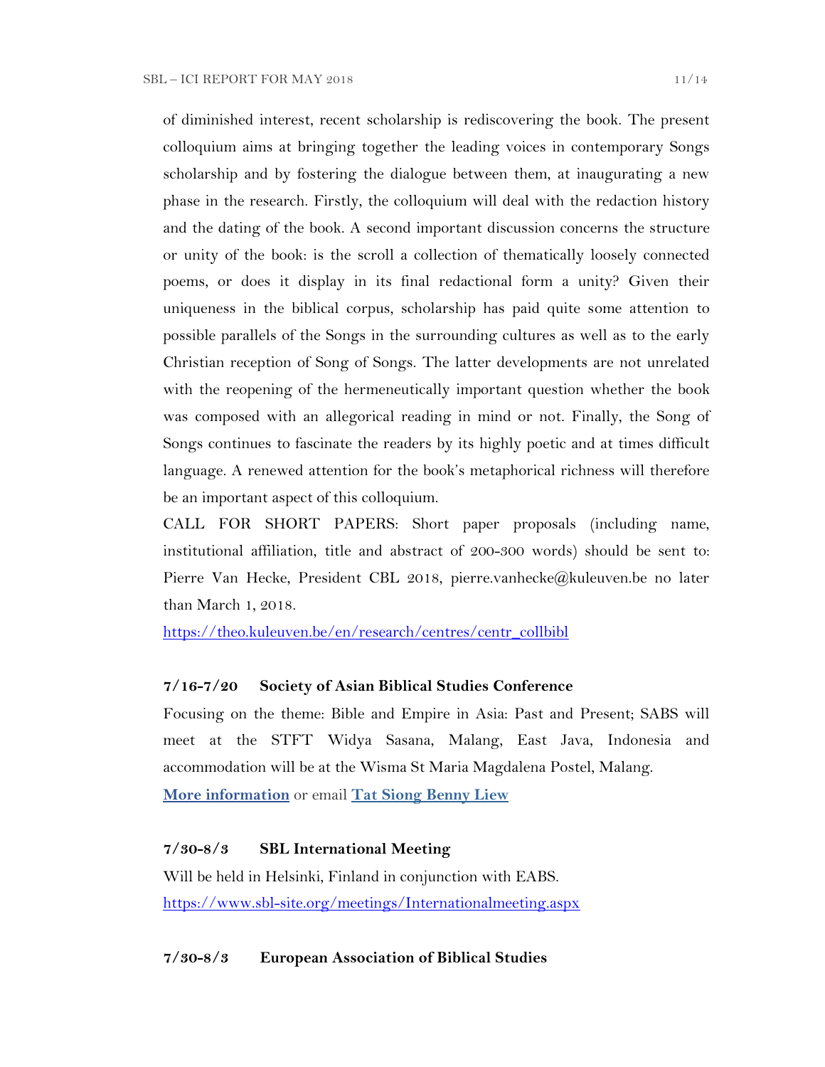of diminished interest, recent scholarship is rediscovering the book. The present colloquium aims at bringing together the leading voices in contemporary Songs scholarship and by fostering the dialogue between them, at inaugurating a new phase in the research. Firstly, the colloquium will deal with the redaction history and the dating of the book. A second important discussion concerns the structure or unity of the book: is the scroll a collection of thematically loosely connected poems, or does it display in its final redactional form a unity? Given their uniqueness in the biblical corpus, scholarship has paid quite some attention to possible parallels of the Songs in the surrounding cultures as well as to the early Christian reception of Song of Songs. The latter developments are not unrelated with the reopening of the hermeneutically important question whether the book was composed with an allegorical reading in mind or not. Finally, the Song of Songs continues to fascinate the readers by its highly poetic and at times difficult language. A renewed attention for the book's metaphorical richness will therefore be an important aspect of this colloquium.

CALL FOR SHORT PAPERS: Short paper proposals (including name, institutional affiliation, title and abstract of 200-300 words) should be sent to: Pierre Van Hecke, President CBL 2018, pierre.vanhecke@kuleuven.be no later than March 1, 2018.

https://theo.kuleuven.be/en/research/centres/centr_collbibl

**7/16-7/20 Society of Asian Biblical Studies Conference**

Focusing on the theme: Bible and Empire in Asia: Past and Present; SABS will meet at the STFT Widya Sasana, Malang, East Java, Indonesia and accommodation will be at the Wisma St Maria Magdalena Postel, Malang.

**More information** or email **Tat Siong Benny Liew**

**7/30-8/3 SBL International Meeting**

Will be held in Helsinki, Finland in conjunction with EABS.

https://www.sbl-site.org/meetings/Internationalmeeting.aspx

**7/30-8/3 European Association of Biblical Studies**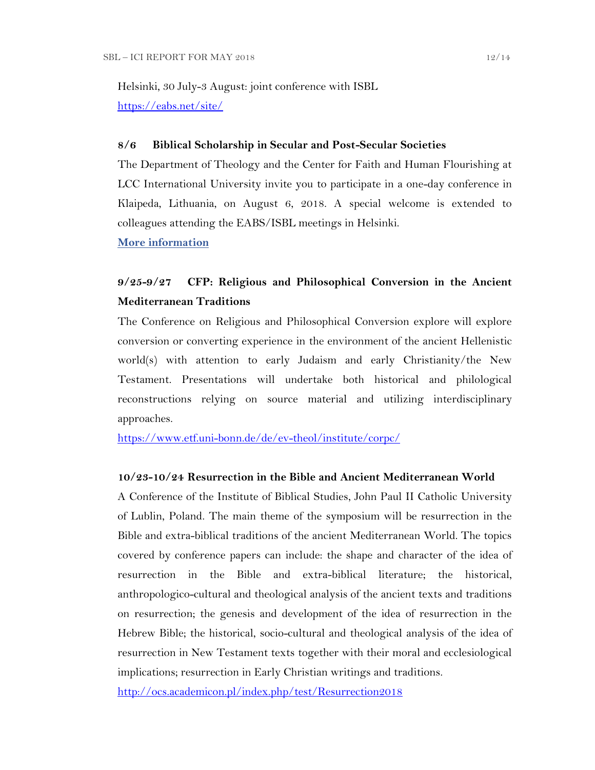Helsinki, 30 July-3 August: joint conference with ISBL
https://eabs.net/site/

**8/6 Biblical Scholarship in Secular and Post-Secular Societies**

The Department of Theology and the Center for Faith and Human Flourishing at LCC International University invite you to participate in a one-day conference in Klaipeda, Lithuania, on August 6, 2018. A special welcome is extended to colleagues attending the EABS/ISBL meetings in Helsinki.

**More information**

**9/25-9/27 CFP: Religious and Philosophical Conversion in the Ancient Mediterranean Traditions**

The Conference on Religious and Philosophical Conversion explore will explore conversion or converting experience in the environment of the ancient Hellenistic world(s) with attention to early Judaism and early Christianity/the New Testament. Presentations will undertake both historical and philological reconstructions relying on source material and utilizing interdisciplinary approaches.

https://www.etf.uni-bonn.de/de/ev-theol/institute/corpc/

**10/23-10/24 Resurrection in the Bible and Ancient Mediterranean World**

A Conference of the Institute of Biblical Studies, John Paul II Catholic University of Lublin, Poland. The main theme of the symposium will be resurrection in the Bible and extra-biblical traditions of the ancient Mediterranean World. The topics covered by conference papers can include: the shape and character of the idea of resurrection in the Bible and extra-biblical literature; the historical, anthropologico-cultural and theological analysis of the ancient texts and traditions on resurrection; the genesis and development of the idea of resurrection in the Hebrew Bible; the historical, socio-cultural and theological analysis of the idea of resurrection in New Testament texts together with their moral and ecclesiological implications; resurrection in Early Christian writings and traditions.

http://ocs.academicon.pl/index.php/test/Resurrection2018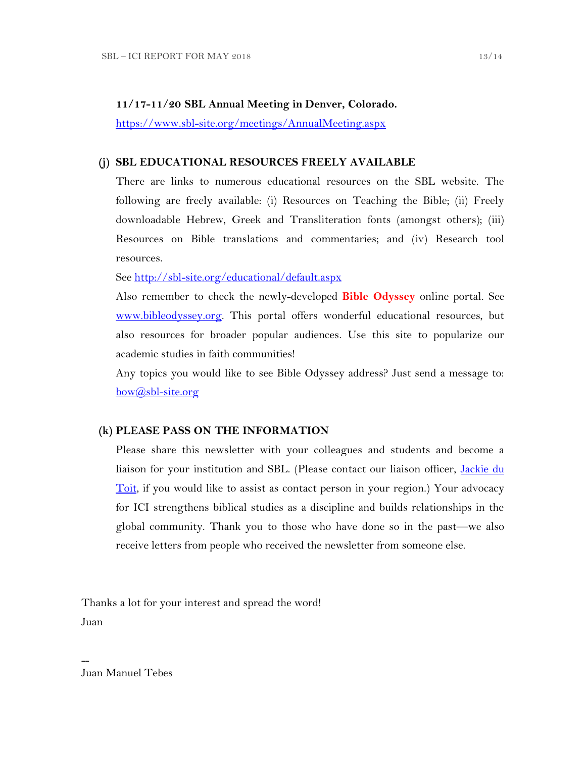**11/17-11/20 SBL Annual Meeting in Denver, Colorado.**
[https://www.sbl-site.org/meetings/AnnualMeeting.aspx](https://www.sbl-site.org/meetings/AnnualMeeting.aspx)

## (j) SBL EDUCATIONAL RESOURCES FREELY AVAILABLE

There are links to numerous educational resources on the SBL website. The following are freely available: (i) Resources on Teaching the Bible; (ii) Freely downloadable Hebrew, Greek and Transliteration fonts (amongst others); (iii) Resources on Bible translations and commentaries; and (iv) Research tool resources.

See [http://sbl-site.org/educational/default.aspx](http://sbl-site.org/educational/default.aspx)

Also remember to check the newly-developed **Bible Odyssey** online portal. See [www.bibleodyssey.org](http://www.bibleodyssey.org). This portal offers wonderful educational resources, but also resources for broader popular audiences. Use this site to popularize our academic studies in faith communities!

Any topics you would like to see Bible Odyssey address? Just send a message to: [bow@sbl-site.org](mailto:bow@sbl-site.org)

## (k) PLEASE PASS ON THE INFORMATION

Please share this newsletter with your colleagues and students and become a liaison for your institution and SBL. (Please contact our liaison officer, Jackie du Toit, if you would like to assist as contact person in your region.) Your advocacy for ICI strengthens biblical studies as a discipline and builds relationships in the global community. Thank you to those who have done so in the past—we also receive letters from people who received the newsletter from someone else.

Thanks a lot for your interest and spread the word!
Juan

--
Juan Manuel Tebes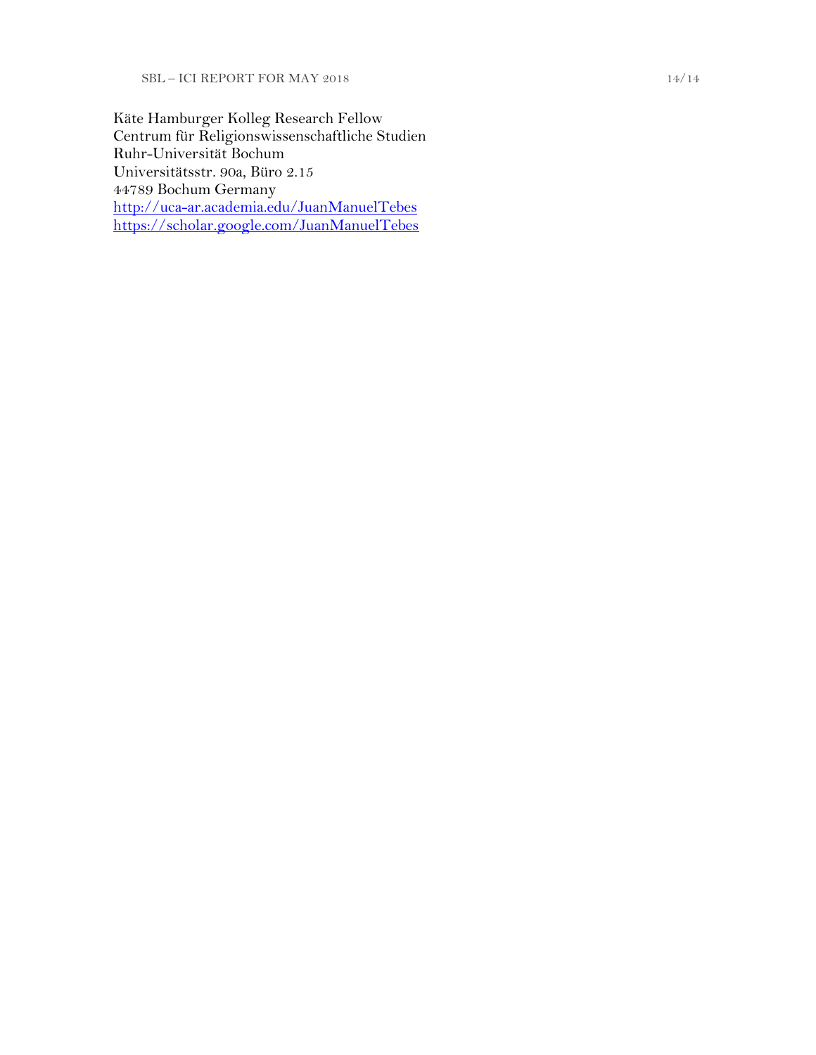Käte Hamburger Kolleg Research Fellow
Centrum für Religionswissenschaftliche Studien
Ruhr-Universität Bochum
Universitätsstr. 90a, Büro 2.15
44789 Bochum Germany
http://uca-ar.academia.edu/JuanManuelTebes
https://scholar.google.com/JuanManuelTebes